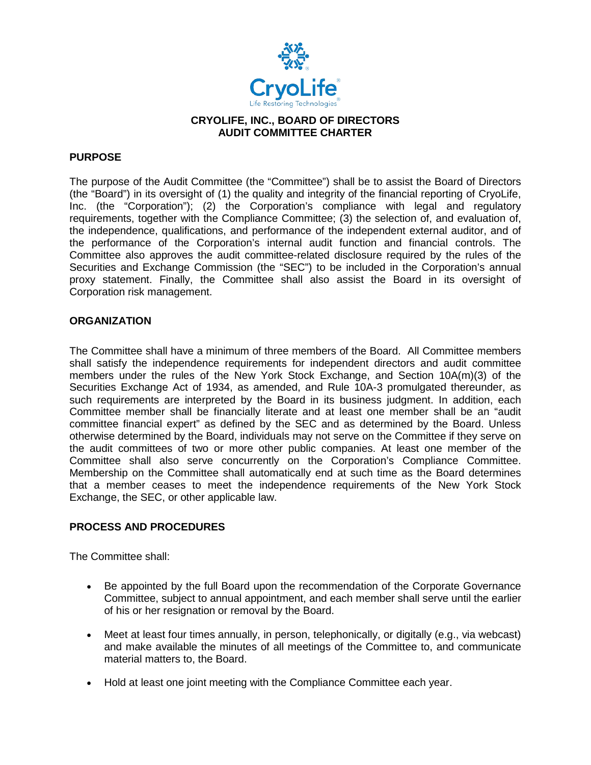# CRYOLIFE, INC., BOARD OF DIRECTORS
# AUDIT COMMITTEE CHARTER

## PURPOSE

The purpose of the Audit Committee (the "Committee") shall be to assist the Board of Directors (the "Board") in its oversight of (1) the quality and integrity of the financial reporting of CryoLife, Inc. (the "Corporation"); (2) the Corporation's compliance with legal and regulatory requirements, together with the Compliance Committee; (3) the selection of, and evaluation of, the independence, qualifications, and performance of the independent external auditor, and of the performance of the Corporation's internal audit function and financial controls. The Committee also approves the audit committee-related disclosure required by the rules of the Securities and Exchange Commission (the "SEC") to be included in the Corporation's annual proxy statement. Finally, the Committee shall also assist the Board in its oversight of Corporation risk management.

## ORGANIZATION

The Committee shall have a minimum of three members of the Board. All Committee members shall satisfy the independence requirements for independent directors and audit committee members under the rules of the New York Stock Exchange, and Section 10A(m)(3) of the Securities Exchange Act of 1934, as amended, and Rule 10A-3 promulgated thereunder, as such requirements are interpreted by the Board in its business judgment. In addition, each Committee member shall be financially literate and at least one member shall be an "audit committee financial expert" as defined by the SEC and as determined by the Board. Unless otherwise determined by the Board, individuals may not serve on the Committee if they serve on the audit committees of two or more other public companies. At least one member of the Committee shall also serve concurrently on the Corporation's Compliance Committee. Membership on the Committee shall automatically end at such time as the Board determines that a member ceases to meet the independence requirements of the New York Stock Exchange, the SEC, or other applicable law.

## PROCESS AND PROCEDURES

The Committee shall:

- Be appointed by the full Board upon the recommendation of the Corporate Governance Committee, subject to annual appointment, and each member shall serve until the earlier of his or her resignation or removal by the Board.
- Meet at least four times annually, in person, telephonically, or digitally (e.g., via webcast) and make available the minutes of all meetings of the Committee to, and communicate material matters to, the Board.
- Hold at least one joint meeting with the Compliance Committee each year.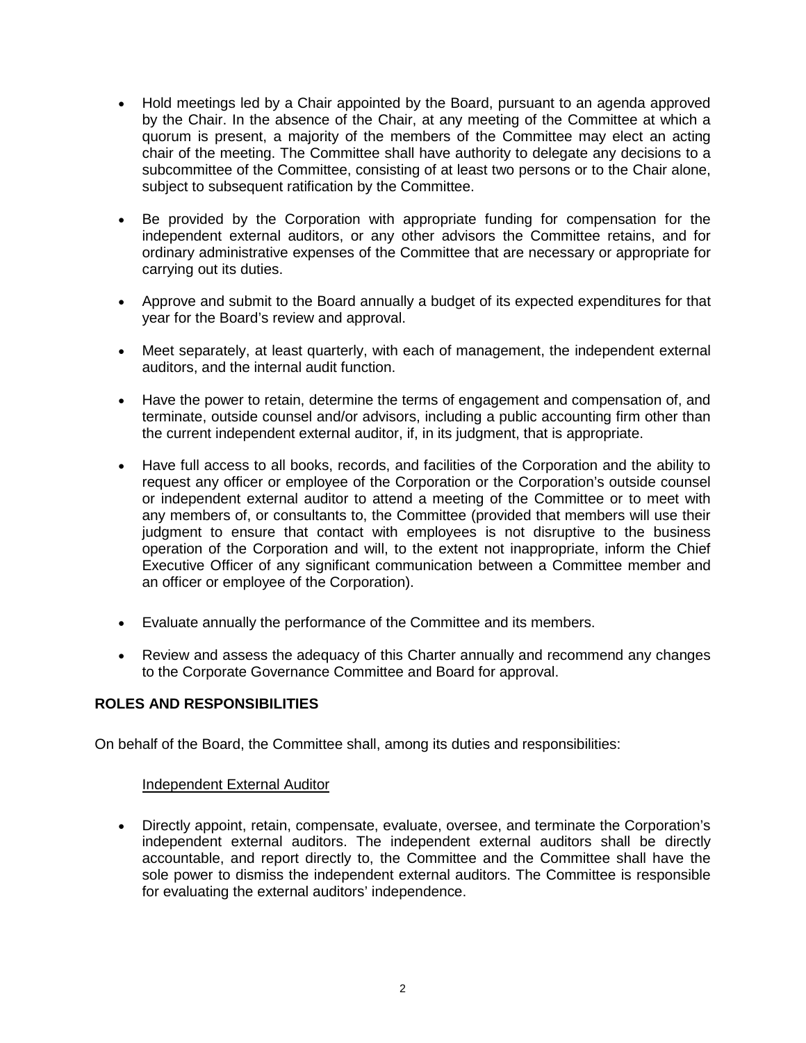- Hold meetings led by a Chair appointed by the Board, pursuant to an agenda approved by the Chair. In the absence of the Chair, at any meeting of the Committee at which a quorum is present, a majority of the members of the Committee may elect an acting chair of the meeting. The Committee shall have authority to delegate any decisions to a subcommittee of the Committee, consisting of at least two persons or to the Chair alone, subject to subsequent ratification by the Committee.

- Be provided by the Corporation with appropriate funding for compensation for the independent external auditors, or any other advisors the Committee retains, and for ordinary administrative expenses of the Committee that are necessary or appropriate for carrying out its duties.

- Approve and submit to the Board annually a budget of its expected expenditures for that year for the Board's review and approval.

- Meet separately, at least quarterly, with each of management, the independent external auditors, and the internal audit function.

- Have the power to retain, determine the terms of engagement and compensation of, and terminate, outside counsel and/or advisors, including a public accounting firm other than the current independent external auditor, if, in its judgment, that is appropriate.

- Have full access to all books, records, and facilities of the Corporation and the ability to request any officer or employee of the Corporation or the Corporation's outside counsel or independent external auditor to attend a meeting of the Committee or to meet with any members of, or consultants to, the Committee (provided that members will use their judgment to ensure that contact with employees is not disruptive to the business operation of the Corporation and will, to the extent not inappropriate, inform the Chief Executive Officer of any significant communication between a Committee member and an officer or employee of the Corporation).

- Evaluate annually the performance of the Committee and its members.

- Review and assess the adequacy of this Charter annually and recommend any changes to the Corporate Governance Committee and Board for approval.

## ROLES AND RESPONSIBILITIES

On behalf of the Board, the Committee shall, among its duties and responsibilities:

### Independent External Auditor

- Directly appoint, retain, compensate, evaluate, oversee, and terminate the Corporation's independent external auditors. The independent external auditors shall be directly accountable, and report directly to, the Committee and the Committee shall have the sole power to dismiss the independent external auditors. The Committee is responsible for evaluating the external auditors' independence.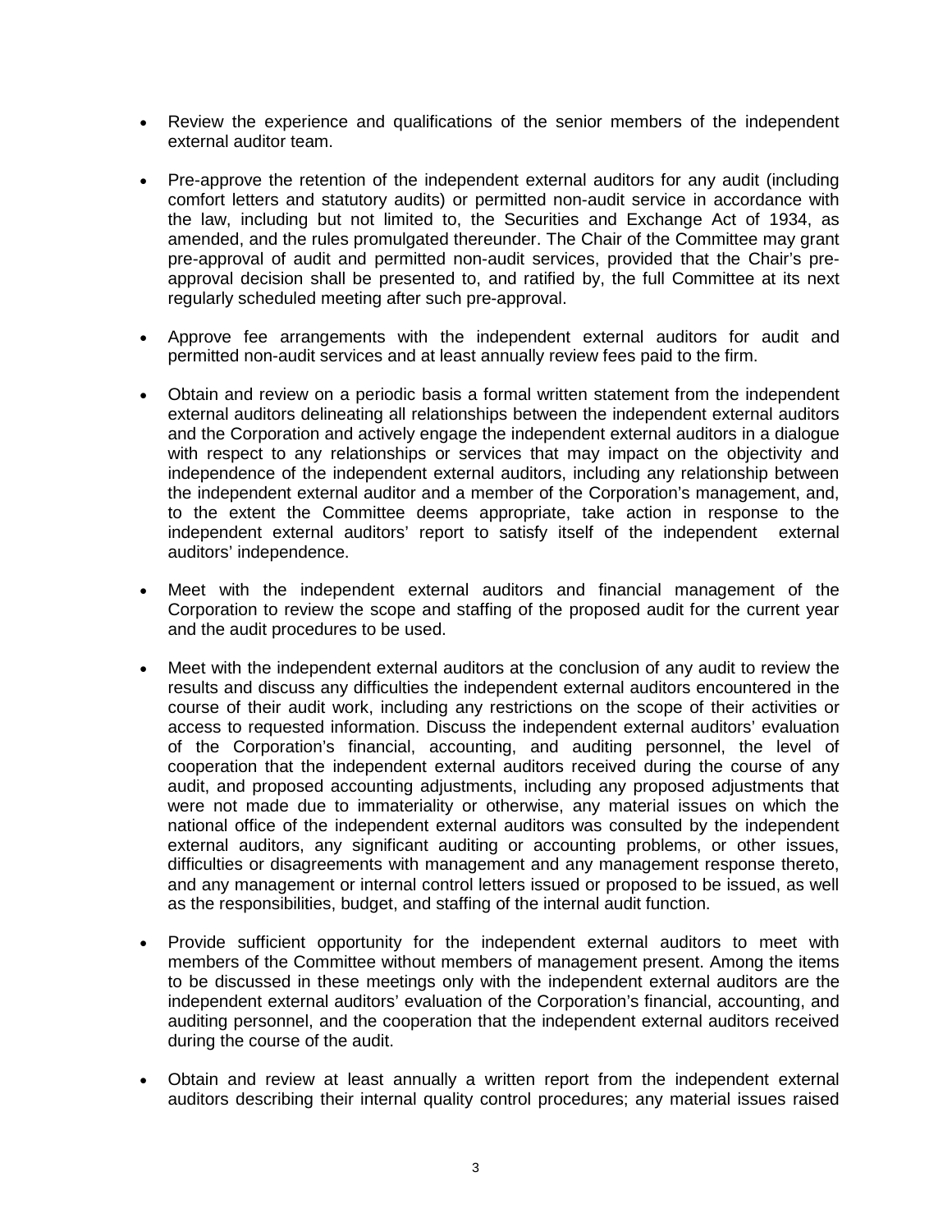- Review the experience and qualifications of the senior members of the independent external auditor team.

- Pre-approve the retention of the independent external auditors for any audit (including comfort letters and statutory audits) or permitted non-audit service in accordance with the law, including but not limited to, the Securities and Exchange Act of 1934, as amended, and the rules promulgated thereunder. The Chair of the Committee may grant pre-approval of audit and permitted non-audit services, provided that the Chair's pre-approval decision shall be presented to, and ratified by, the full Committee at its next regularly scheduled meeting after such pre-approval.

- Approve fee arrangements with the independent external auditors for audit and permitted non-audit services and at least annually review fees paid to the firm.

- Obtain and review on a periodic basis a formal written statement from the independent external auditors delineating all relationships between the independent external auditors and the Corporation and actively engage the independent external auditors in a dialogue with respect to any relationships or services that may impact on the objectivity and independence of the independent external auditors, including any relationship between the independent external auditor and a member of the Corporation's management, and, to the extent the Committee deems appropriate, take action in response to the independent external auditors' report to satisfy itself of the independent external auditors' independence.

- Meet with the independent external auditors and financial management of the Corporation to review the scope and staffing of the proposed audit for the current year and the audit procedures to be used.

- Meet with the independent external auditors at the conclusion of any audit to review the results and discuss any difficulties the independent external auditors encountered in the course of their audit work, including any restrictions on the scope of their activities or access to requested information. Discuss the independent external auditors' evaluation of the Corporation's financial, accounting, and auditing personnel, the level of cooperation that the independent external auditors received during the course of any audit, and proposed accounting adjustments, including any proposed adjustments that were not made due to immateriality or otherwise, any material issues on which the national office of the independent external auditors was consulted by the independent external auditors, any significant auditing or accounting problems, or other issues, difficulties or disagreements with management and any management response thereto, and any management or internal control letters issued or proposed to be issued, as well as the responsibilities, budget, and staffing of the internal audit function.

- Provide sufficient opportunity for the independent external auditors to meet with members of the Committee without members of management present. Among the items to be discussed in these meetings only with the independent external auditors are the independent external auditors' evaluation of the Corporation's financial, accounting, and auditing personnel, and the cooperation that the independent external auditors received during the course of the audit.

- Obtain and review at least annually a written report from the independent external auditors describing their internal quality control procedures; any material issues raised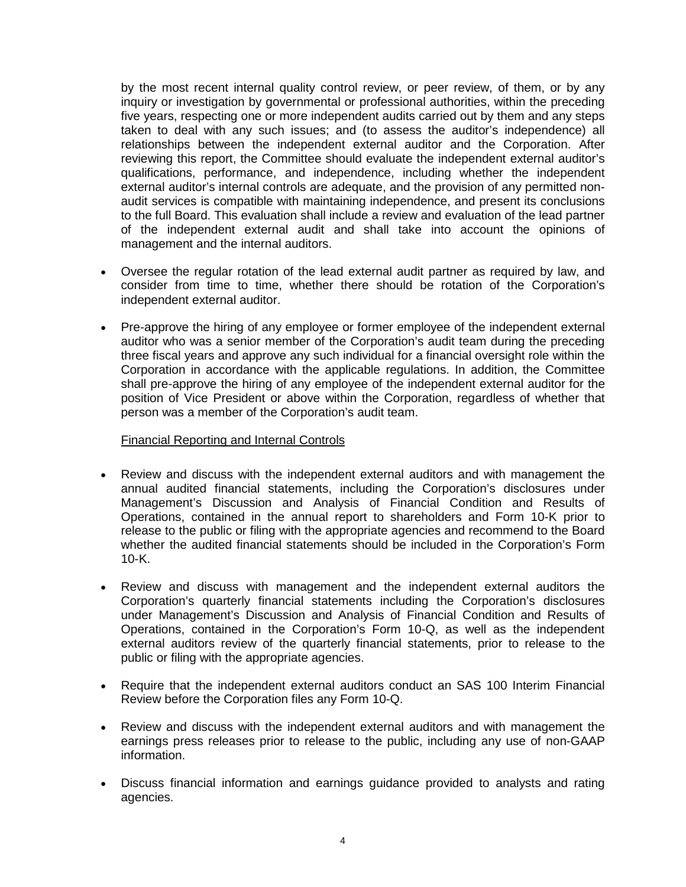by the most recent internal quality control review, or peer review, of them, or by any inquiry or investigation by governmental or professional authorities, within the preceding five years, respecting one or more independent audits carried out by them and any steps taken to deal with any such issues; and (to assess the auditor's independence) all relationships between the independent external auditor and the Corporation. After reviewing this report, the Committee should evaluate the independent external auditor's qualifications, performance, and independence, including whether the independent external auditor's internal controls are adequate, and the provision of any permitted non-audit services is compatible with maintaining independence, and present its conclusions to the full Board. This evaluation shall include a review and evaluation of the lead partner of the independent external audit and shall take into account the opinions of management and the internal auditors.

- Oversee the regular rotation of the lead external audit partner as required by law, and consider from time to time, whether there should be rotation of the Corporation's independent external auditor.

- Pre-approve the hiring of any employee or former employee of the independent external auditor who was a senior member of the Corporation's audit team during the preceding three fiscal years and approve any such individual for a financial oversight role within the Corporation in accordance with the applicable regulations. In addition, the Committee shall pre-approve the hiring of any employee of the independent external auditor for the position of Vice President or above within the Corporation, regardless of whether that person was a member of the Corporation's audit team.

Financial Reporting and Internal Controls

- Review and discuss with the independent external auditors and with management the annual audited financial statements, including the Corporation's disclosures under Management's Discussion and Analysis of Financial Condition and Results of Operations, contained in the annual report to shareholders and Form 10-K prior to release to the public or filing with the appropriate agencies and recommend to the Board whether the audited financial statements should be included in the Corporation's Form 10-K.

- Review and discuss with management and the independent external auditors the Corporation's quarterly financial statements including the Corporation's disclosures under Management's Discussion and Analysis of Financial Condition and Results of Operations, contained in the Corporation's Form 10-Q, as well as the independent external auditors review of the quarterly financial statements, prior to release to the public or filing with the appropriate agencies.

- Require that the independent external auditors conduct an SAS 100 Interim Financial Review before the Corporation files any Form 10-Q.

- Review and discuss with the independent external auditors and with management the earnings press releases prior to release to the public, including any use of non-GAAP information.

- Discuss financial information and earnings guidance provided to analysts and rating agencies.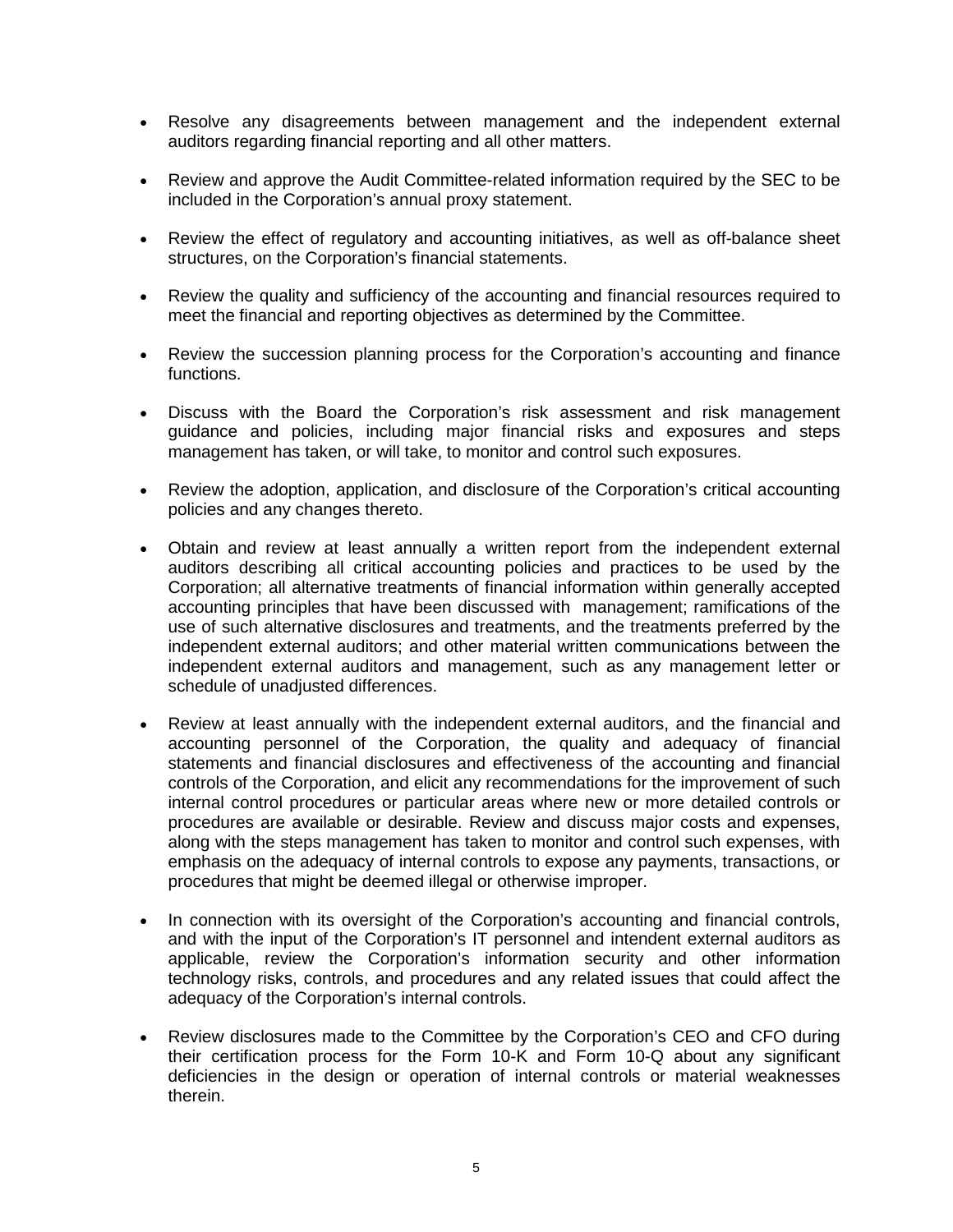- Resolve any disagreements between management and the independent external auditors regarding financial reporting and all other matters.

- Review and approve the Audit Committee-related information required by the SEC to be included in the Corporation's annual proxy statement.

- Review the effect of regulatory and accounting initiatives, as well as off-balance sheet structures, on the Corporation's financial statements.

- Review the quality and sufficiency of the accounting and financial resources required to meet the financial and reporting objectives as determined by the Committee.

- Review the succession planning process for the Corporation's accounting and finance functions.

- Discuss with the Board the Corporation's risk assessment and risk management guidance and policies, including major financial risks and exposures and steps management has taken, or will take, to monitor and control such exposures.

- Review the adoption, application, and disclosure of the Corporation's critical accounting policies and any changes thereto.

- Obtain and review at least annually a written report from the independent external auditors describing all critical accounting policies and practices to be used by the Corporation; all alternative treatments of financial information within generally accepted accounting principles that have been discussed with management; ramifications of the use of such alternative disclosures and treatments, and the treatments preferred by the independent external auditors; and other material written communications between the independent external auditors and management, such as any management letter or schedule of unadjusted differences.

- Review at least annually with the independent external auditors, and the financial and accounting personnel of the Corporation, the quality and adequacy of financial statements and financial disclosures and effectiveness of the accounting and financial controls of the Corporation, and elicit any recommendations for the improvement of such internal control procedures or particular areas where new or more detailed controls or procedures are available or desirable. Review and discuss major costs and expenses, along with the steps management has taken to monitor and control such expenses, with emphasis on the adequacy of internal controls to expose any payments, transactions, or procedures that might be deemed illegal or otherwise improper.

- In connection with its oversight of the Corporation's accounting and financial controls, and with the input of the Corporation's IT personnel and intendent external auditors as applicable, review the Corporation's information security and other information technology risks, controls, and procedures and any related issues that could affect the adequacy of the Corporation's internal controls.

- Review disclosures made to the Committee by the Corporation's CEO and CFO during their certification process for the Form 10-K and Form 10-Q about any significant deficiencies in the design or operation of internal controls or material weaknesses therein.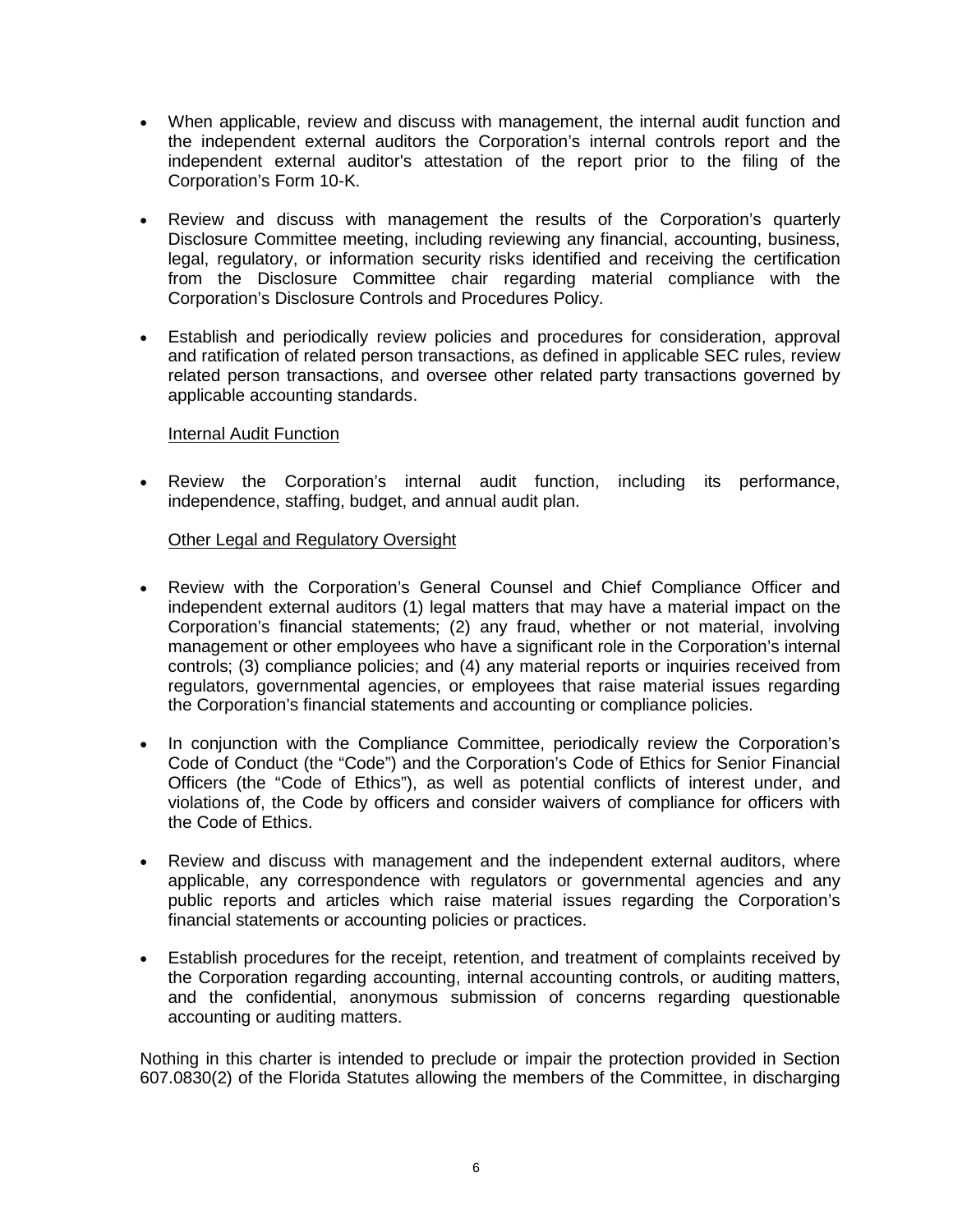- When applicable, review and discuss with management, the internal audit function and the independent external auditors the Corporation's internal controls report and the independent external auditor's attestation of the report prior to the filing of the Corporation's Form 10-K.

- Review and discuss with management the results of the Corporation's quarterly Disclosure Committee meeting, including reviewing any financial, accounting, business, legal, regulatory, or information security risks identified and receiving the certification from the Disclosure Committee chair regarding material compliance with the Corporation's Disclosure Controls and Procedures Policy.

- Establish and periodically review policies and procedures for consideration, approval and ratification of related person transactions, as defined in applicable SEC rules, review related person transactions, and oversee other related party transactions governed by applicable accounting standards.

Internal Audit Function

- Review the Corporation's internal audit function, including its performance, independence, staffing, budget, and annual audit plan.

Other Legal and Regulatory Oversight

- Review with the Corporation's General Counsel and Chief Compliance Officer and independent external auditors (1) legal matters that may have a material impact on the Corporation's financial statements; (2) any fraud, whether or not material, involving management or other employees who have a significant role in the Corporation's internal controls; (3) compliance policies; and (4) any material reports or inquiries received from regulators, governmental agencies, or employees that raise material issues regarding the Corporation's financial statements and accounting or compliance policies.

- In conjunction with the Compliance Committee, periodically review the Corporation's Code of Conduct (the "Code") and the Corporation's Code of Ethics for Senior Financial Officers (the "Code of Ethics"), as well as potential conflicts of interest under, and violations of, the Code by officers and consider waivers of compliance for officers with the Code of Ethics.

- Review and discuss with management and the independent external auditors, where applicable, any correspondence with regulators or governmental agencies and any public reports and articles which raise material issues regarding the Corporation's financial statements or accounting policies or practices.

- Establish procedures for the receipt, retention, and treatment of complaints received by the Corporation regarding accounting, internal accounting controls, or auditing matters, and the confidential, anonymous submission of concerns regarding questionable accounting or auditing matters.

Nothing in this charter is intended to preclude or impair the protection provided in Section 607.0830(2) of the Florida Statutes allowing the members of the Committee, in discharging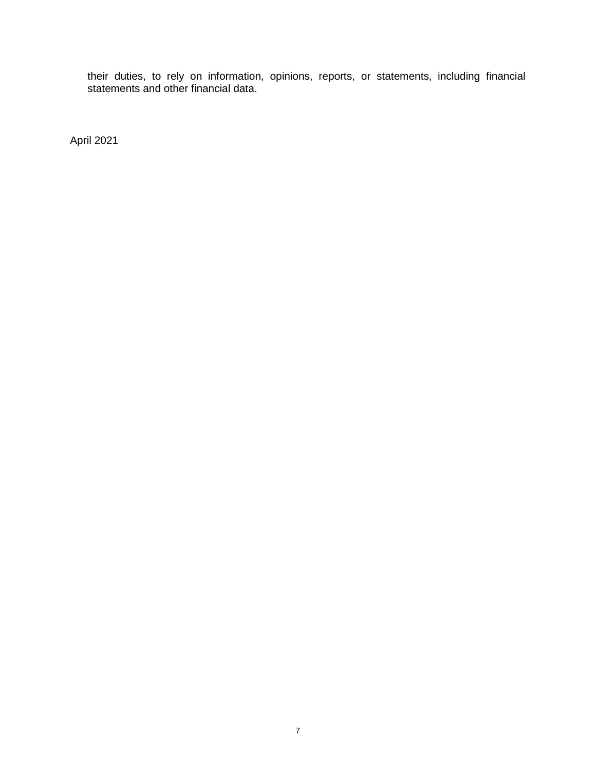their duties, to rely on information, opinions, reports, or statements, including financial statements and other financial data.

April 2021